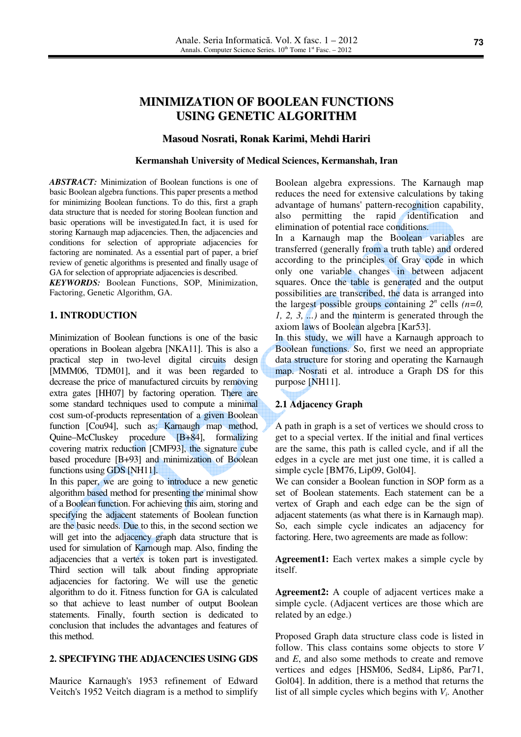# MINIMIZATION OF BOOLEAN FUNCTIONS USING GENETIC ALGORITHM

**Masoud Nosrati, Ronak Karimi, Mehdi Hariri**

**Kermanshah University of Medical Sciences, Kermanshah, Iran**

***ABSTRACT:*** Minimization of Boolean functions is one of basic Boolean algebra functions. This paper presents a method for minimizing Boolean functions. To do this, first a graph data structure that is needed for storing Boolean function and basic operations will be investigated.In fact, it is used for storing Karnaugh map adjacencies. Then, the adjacencies and conditions for selection of appropriate adjacencies for factoring are nominated. As a essential part of paper, a brief review of genetic algorithms is presented and finally usage of GA for selection of appropriate adjacencies is described.

***KEYWORDS:*** Boolean Functions, SOP, Minimization, Factoring, Genetic Algorithm, GA.

## 1. INTRODUCTION

Minimization of Boolean functions is one of the basic operations in Boolean algebra [NKA11]. This is also a practical step in two-level digital circuits design [MMM06, TDM01], and it was been regarded to decrease the price of manufactured circuits by removing extra gates [HH07] by factoring operation. There are some standard techniques used to compute a minimal cost sum-of-products representation of a given Boolean function [Cou94], such as: Karnaugh map method, Quine–McCluskey procedure [B+84], formalizing covering matrix reduction [CMF93], the signature cube based procedure [B+93] and minimization of Boolean functions using GDS [NH11].

In this paper, we are going to introduce a new genetic algorithm based method for presenting the minimal show of a Boolean function. For achieving this aim, storing and specifying the adjacent statements of Boolean function are the basic needs. Due to this, in the second section we will get into the adjacency graph data structure that is used for simulation of Karnough map. Also, finding the adjacencies that a vertex is token part is investigated. Third section will talk about finding appropriate adjacencies for factoring. We will use the genetic algorithm to do it. Fitness function for GA is calculated so that achieve to least number of output Boolean statements. Finally, fourth section is dedicated to conclusion that includes the advantages and features of this method.

## 2. SPECIFYING THE ADJACENCIES USING GDS

Maurice Karnaugh's 1953 refinement of Edward Veitch's 1952 Veitch diagram is a method to simplify Boolean algebra expressions. The Karnaugh map reduces the need for extensive calculations by taking advantage of humans' pattern-recognition capability, also permitting the rapid identification and elimination of potential race conditions.

In a Karnaugh map the Boolean variables are transferred (generally from a truth table) and ordered according to the principles of Gray code in which only one variable changes in between adjacent squares. Once the table is generated and the output possibilities are transcribed, the data is arranged into the largest possible groups containing $2^n$ cells *(n=0, 1, 2, 3, ...)* and the minterm is generated through the axiom laws of Boolean algebra [Kar53].

In this study, we will have a Karnaugh approach to Boolean functions. So, first we need an appropriate data structure for storing and operating the Karnaugh map. Nosrati et al. introduce a Graph DS for this purpose [NH11].

### 2.1 Adjacency Graph

A path in graph is a set of vertices we should cross to get to a special vertex. If the initial and final vertices are the same, this path is called cycle, and if all the edges in a cycle are met just one time, it is called a simple cycle [BM76, Lip09, Gol04].

We can consider a Boolean function in SOP form as a set of Boolean statements. Each statement can be a vertex of Graph and each edge can be the sign of adjacent statements (as what there is in Karnaugh map). So, each simple cycle indicates an adjacency for factoring. Here, two agreements are made as follow:

**Agreement1:** Each vertex makes a simple cycle by itself.

**Agreement2:** A couple of adjacent vertices make a simple cycle. (Adjacent vertices are those which are related by an edge.)

Proposed Graph data structure class code is listed in follow. This class contains some objects to store *V* and *E*, and also some methods to create and remove vertices and edges [HSM06, Sed84, Lip86, Par71, Gol04]. In addition, there is a method that returns the list of all simple cycles which begins with $V_i$. Another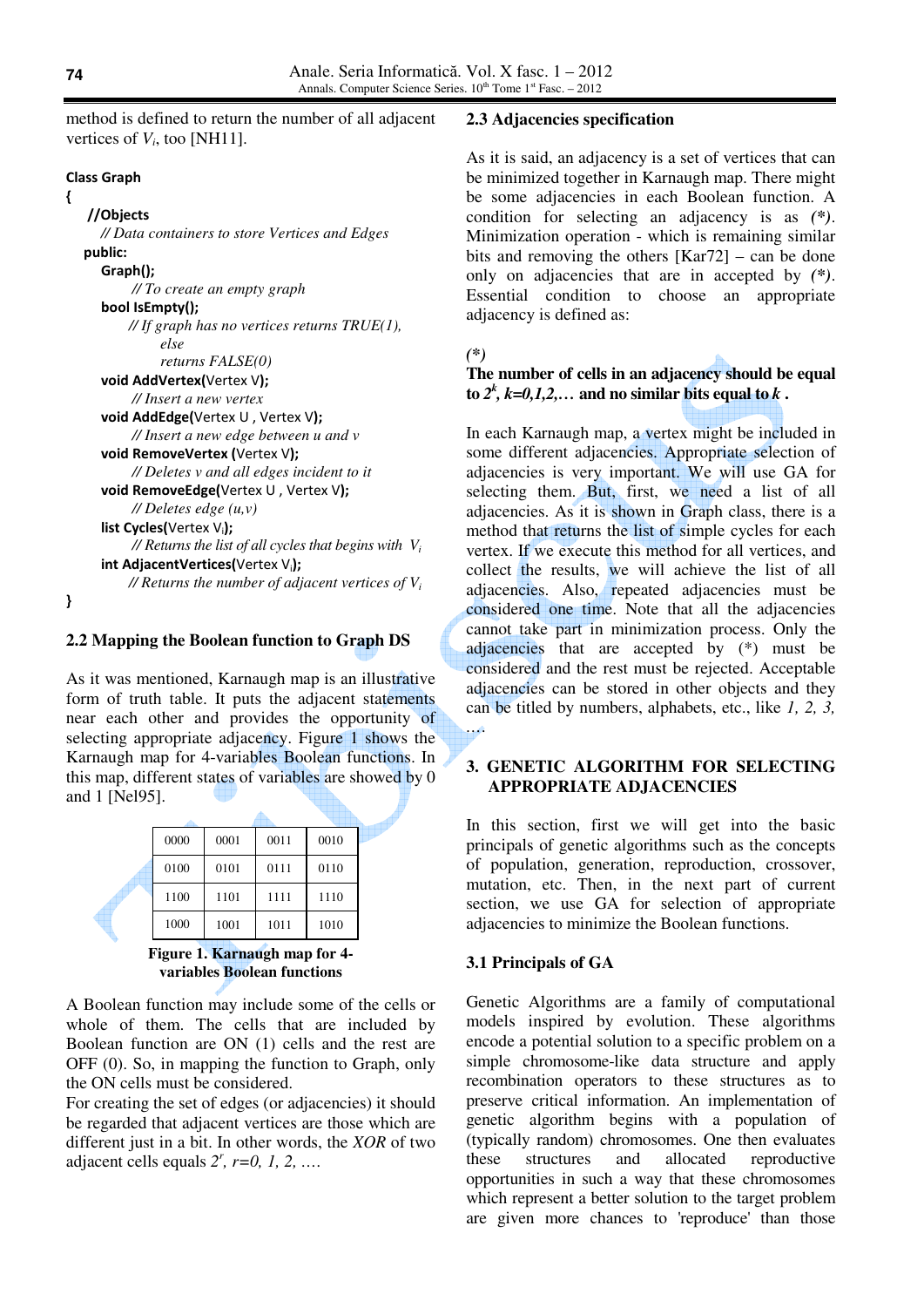method is defined to return the number of all adjacent vertices of $V_i$, too [NH11].

```
Class Graph
{
   //Objects
     // Data containers to store Vertices and Edges
  public:
     Graph();
          // To create an empty graph
     bool IsEmpty();
          // If graph has no vertices returns TRUE(1),
               else
               returns FALSE(0)
     void AddVertex(Vertex V);
          // Insert a new vertex
     void AddEdge(Vertex U , Vertex V);
          // Insert a new edge between u and v
     void RemoveVertex (Vertex V);
          // Deletes v and all edges incident to it
     void RemoveEdge(Vertex U , Vertex V);
          // Deletes edge (u,v)
     list Cycles(Vertex Vi);
          // Returns the list of all cycles that begins with  Vi
     int AdjacentVertices(Vertex Vi);
          // Returns the number of adjacent vertices of Vi
}
```

## 2.2 Mapping the Boolean function to Graph DS

As it was mentioned, Karnaugh map is an illustrative form of truth table. It puts the adjacent statements near each other and provides the opportunity of selecting appropriate adjacency. Figure 1 shows the Karnaugh map for 4-variables Boolean function. In this map, different states of variables are showed by 0 and 1 [Nel95].

| 0000 | 0001 | 0011 | 0010 |
|---|---|---|---|
| 0100 | 0101 | 0111 | 0110 |
| 1100 | 1101 | 1111 | 1110 |
| 1000 | 1001 | 1011 | 1010 |

**Figure 1. Karnaugh map for 4-variables Boolean functions**

A Boolean function may include some of the cells or whole of them. The cells that are included by Boolean function are ON (1) cells and the rest are OFF (0). So, in mapping the function to Graph, only the ON cells must be considered.

For creating the set of edges (or adjacencies) it should be regarded that adjacent vertices are those which are different just in a bit. In other words, the *XOR* of two adjacent cells equals $2^r$, $r=0, 1, 2, \ldots$.

## 2.3 Adjacencies specification

As it is said, an adjacency is a set of vertices that can be minimized together in Karnaugh map. There might be some adjacencies in each Boolean function. A condition for selecting an adjacency is as *(\*)*. Minimization operation - which is remaining similar bits and removing the others [Kar72] – can be done only on adjacencies that are in accepted by *(\*)*. Essential condition to choose an appropriate adjacency is defined as:

*(\*)*
**The number of cells in an adjacency should be equal to $2^k$, $k=0,1,2,\ldots$ and no similar bits equal to $k$.**

In each Karnaugh map, a vertex might be included in some different adjacencies. Appropriate selection of adjacencies is very important. We will use GA for selecting them. But, first, we need a list of all adjacencies. As it is shown in Graph class, there is a method that returns the list of simple cycles for each vertex. If we execute this method for all vertices, and collect the results, we will achieve the list of all adjacencies. Also, repeated adjacencies must be considered one time. Note that all the adjacencies cannot take part in minimization process. Only the adjacencies that are accepted by (\*) must be considered and the rest must be rejected. Acceptable adjacencies can be stored in other objects and they can be titled by numbers, alphabets, etc., like *1, 2, 3, …*.

# 3. GENETIC ALGORITHM FOR SELECTING APPROPRIATE ADJACENCIES

In this section, first we will get into the basic principals of genetic algorithms such as the concepts of population, generation, reproduction, crossover, mutation, etc. Then, in the next part of current section, we use GA for selection of appropriate adjacencies to minimize the Boolean functions.

## 3.1 Principals of GA

Genetic Algorithms are a family of computational models inspired by evolution. These algorithms encode a potential solution to a specific problem on a simple chromosome-like data structure and apply recombination operators to these structures as to preserve critical information. An implementation of genetic algorithm begins with a population of (typically random) chromosomes. One then evaluates these structures and allocated reproductive opportunities in such a way that these chromosomes which represent a better solution to the target problem are given more chances to 'reproduce' than those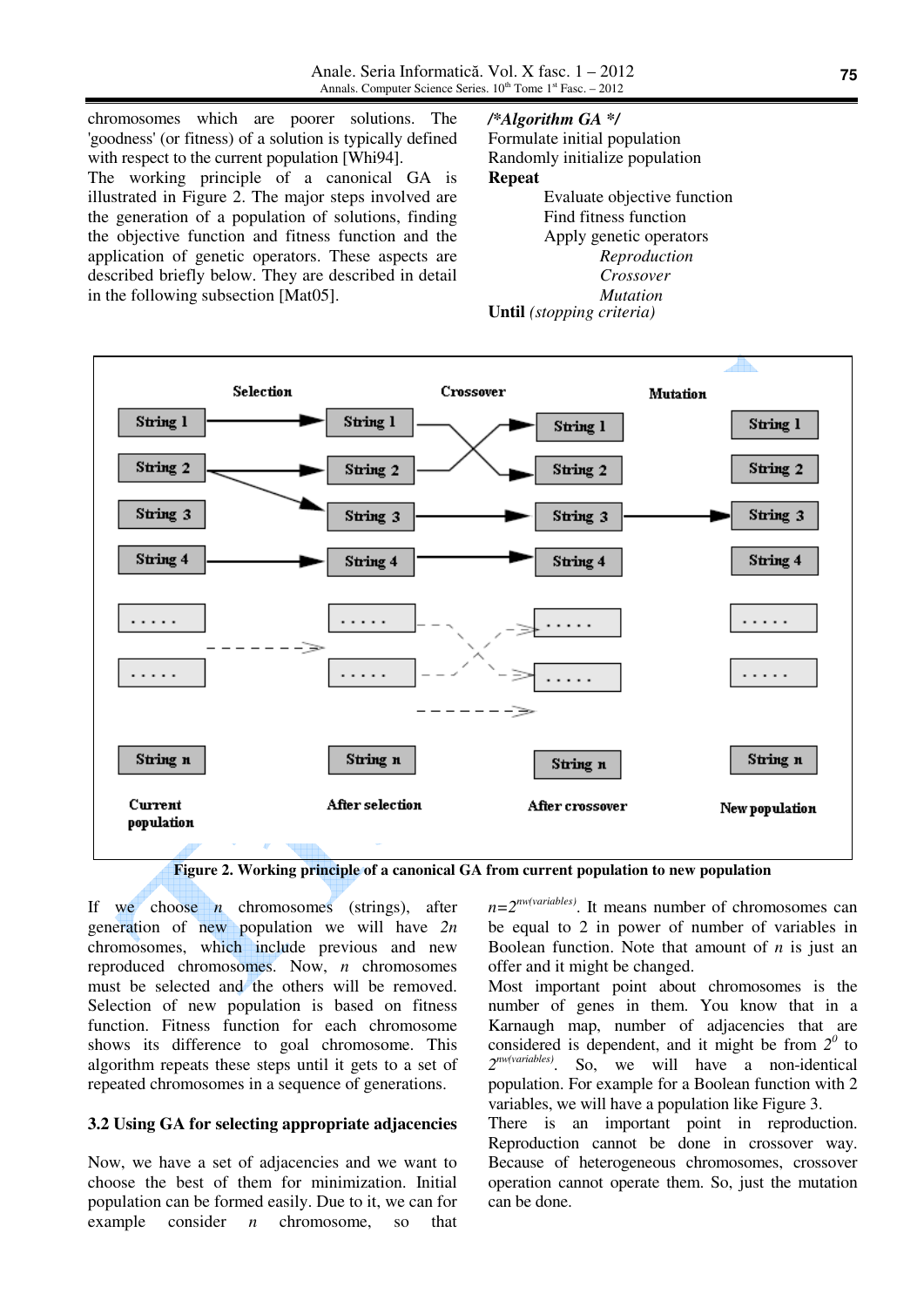chromosomes which are poorer solutions. The 'goodness' (or fitness) of a solution is typically defined with respect to the current population [Whi94].

The working principle of a canonical GA is illustrated in Figure 2. The major steps involved are the generation of a population of solutions, finding the objective function and fitness function and the application of genetic operators. These aspects are described briefly below. They are described in detail in the following subsection [Mat05].

***/\*Algorithm GA \*/***  
Formulate initial population  
Randomly initialize population  
**Repeat**  
  Evaluate objective function  
  Find fitness function  
  Apply genetic operators  
    *Reproduction*  
    *Crossover*  
    *Mutation*  
**Until** *(stopping criteria)*

**Figure 2. Working principle of a canonical GA from current population to new population**

If we choose $n$ chromosomes (strings), after generation of new population we will have $2n$ chromosomes, which include previous and new reproduced chromosomes. Now, $n$ chromosomes must be selected and the others will be removed. Selection of new population is based on fitness function. Fitness function for each chromosome shows its difference to goal chromosome. This algorithm repeats these steps until it gets to a set of repeated chromosomes in a sequence of generations.

### 3.2 Using GA for selecting appropriate adjacencies

Now, we have a set of adjacencies and we want to choose the best of them for minimization. Initial population can be formed easily. Due to it, we can for example consider $n$ chromosome, so that $n=2^{nw(variables)}$. It means number of chromosomes can be equal to 2 in power of number of variables in Boolean function. Note that amount of $n$ is just an offer and it might be changed.

Most important point about chromosomes is the number of genes in them. You know that in a Karnaugh map, number of adjacencies that are considered is dependent, and it might be from $2^{0}$ to $2^{nw(variables)}$. So, we will have a non-identical population. For example for a Boolean function with 2 variables, we will have a population like Figure 3.

There is an important point in reproduction. Reproduction cannot be done in crossover way. Because of heterogeneous chromosomes, crossover operation cannot operate them. So, just the mutation can be done.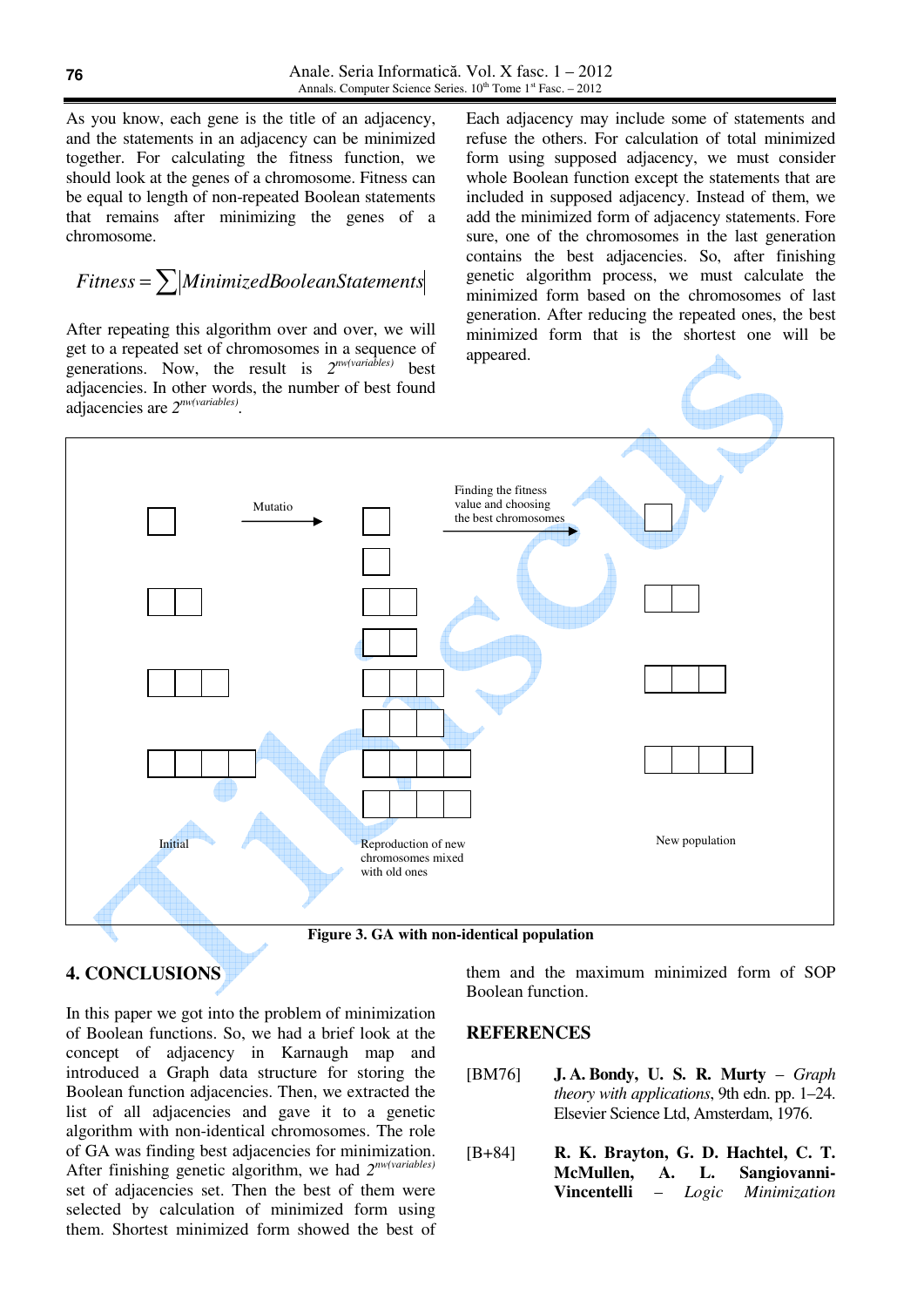As you know, each gene is the title of an adjacency, and the statements in an adjacency can be minimized together. For calculating the fitness function, we should look at the genes of a chromosome. Fitness can be equal to length of non-repeated Boolean statements that remains after minimizing the genes of a chromosome.

$$Fitness = \sum |MinimizedBooleanStatements|$$

After repeating this algorithm over and over, we will get to a repeated set of chromosomes in a sequence of generations. Now, the result is $2^{nw(variables)}$ best adjacencies. In other words, the number of best found adjacencies are $2^{nw(variables)}$.

Each adjacency may include some of statements and refuse the others. For calculation of total minimized form using supposed adjacency, we must consider whole Boolean function except the statements that are included in supposed adjacency. Instead of them, we add the minimized form of adjacency statements. Fore sure, one of the chromosomes in the last generation contains the best adjacencies. So, after finishing genetic algorithm process, we must calculate the minimized form based on the chromosomes of last generation. After reducing the repeated ones, the best minimized form that is the shortest one will be appeared.

Initial — Mutatio → Reproduction of new chromosomes mixed with old ones — Finding the fitness value and choosing the best chromosomes → New population

**Figure 3. GA with non-identical population**

## 4. CONCLUSIONS

In this paper we got into the problem of minimization of Boolean functions. So, we had a brief look at the concept of adjacency in Karnaugh map and introduced a Graph data structure for storing the Boolean function adjacencies. Then, we extracted the list of all adjacencies and gave it to a genetic algorithm with non-identical chromosomes. The role of GA was finding best adjacencies for minimization. After finishing genetic algorithm, we had $2^{nw(variables)}$ set of adjacencies set. Then the best of them were selected by calculation of minimized form using them. Shortest minimized form showed the best of them and the maximum minimized form of SOP Boolean function.

## REFERENCES

[BM76] **J. A. Bondy, U. S. R. Murty** – *Graph theory with applications*, 9th edn. pp. 1–24. Elsevier Science Ltd, Amsterdam, 1976.

[B+84] **R. K. Brayton, G. D. Hachtel, C. T. McMullen, A. L. Sangiovanni-Vincentelli** – *Logic Minimization*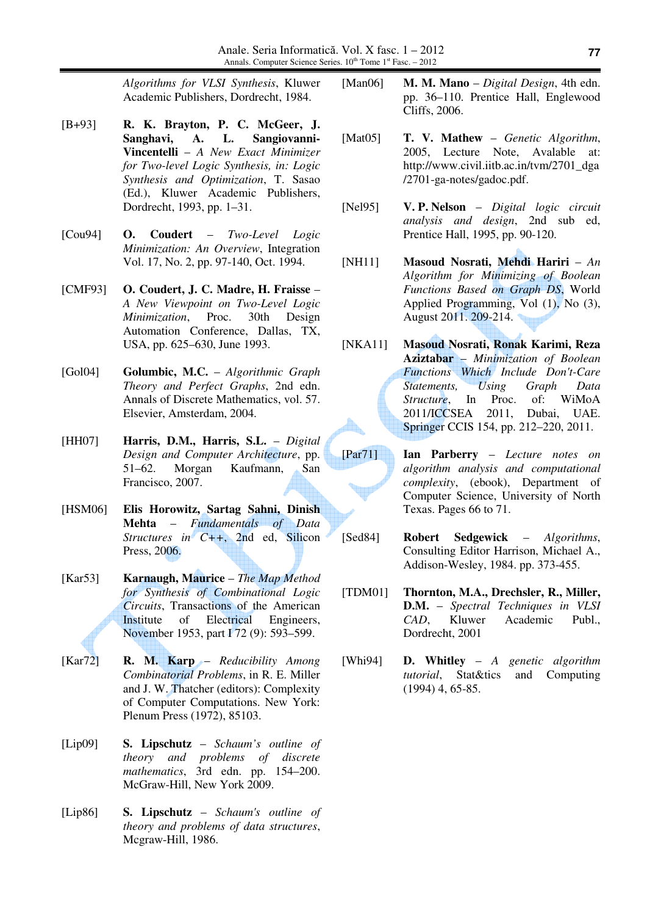*Algorithms for VLSI Synthesis*, Kluwer Academic Publishers, Dordrecht, 1984.

[B+93] **R. K. Brayton, P. C. McGeer, J. Sanghavi, A. L. Sangiovanni-Vincentelli** – *A New Exact Minimizer for Two-level Logic Synthesis, in: Logic Synthesis and Optimization*, T. Sasao (Ed.), Kluwer Academic Publishers, Dordrecht, 1993, pp. 1–31.

[Cou94] **O. Coudert** – *Two-Level Logic Minimization: An Overview*, Integration Vol. 17, No. 2, pp. 97-140, Oct. 1994.

[CMF93] **O. Coudert, J. C. Madre, H. Fraisse** – *A New Viewpoint on Two-Level Logic Minimization*, Proc. 30th Design Automation Conference, Dallas, TX, USA, pp. 625–630, June 1993.

[Gol04] **Golumbic, M.C.** – *Algorithmic Graph Theory and Perfect Graphs*, 2nd edn. Annals of Discrete Mathematics, vol. 57. Elsevier, Amsterdam, 2004.

[HH07] **Harris, D.M., Harris, S.L.** – *Digital Design and Computer Architecture*, pp. 51–62. Morgan Kaufmann, San Francisco, 2007.

[HSM06] **Elis Horowitz, Sartag Sahni, Dinish Mehta** – *Fundamentals of Data Structures in C++*, 2nd ed, Silicon Press, 2006.

[Kar53] **Karnaugh, Maurice** – *The Map Method for Synthesis of Combinational Logic Circuits*, Transactions of the American Institute of Electrical Engineers, November 1953, part I 72 (9): 593–599.

[Kar72] **R. M. Karp** – *Reducibility Among Combinatorial Problems*, in R. E. Miller and J. W. Thatcher (editors): Complexity of Computer Computations. New York: Plenum Press (1972), 85103.

[Lip09] **S. Lipschutz** – *Schaum's outline of theory and problems of discrete mathematics*, 3rd edn. pp. 154–200. McGraw-Hill, New York 2009.

[Lip86] **S. Lipschutz** – *Schaum's outline of theory and problems of data structures*, Mcgraw-Hill, 1986.

[Man06] **M. M. Mano** – *Digital Design*, 4th edn. pp. 36–110. Prentice Hall, Englewood Cliffs, 2006.

[Mat05] **T. V. Mathew** – *Genetic Algorithm*, 2005, Lecture Note, Avalable at: http://www.civil.iitb.ac.in/tvm/2701_dga/2701-ga-notes/gadoc.pdf.

[Nel95] **V. P. Nelson** – *Digital logic circuit analysis and design*, 2nd sub ed, Prentice Hall, 1995, pp. 90-120.

[NH11] **Masoud Nosrati, Mehdi Hariri** – *An Algorithm for Minimizing of Boolean Functions Based on Graph DS*, World Applied Programming, Vol (1), No (3), August 2011. 209-214.

[NKA11] **Masoud Nosrati, Ronak Karimi, Reza Aziztabar** – *Minimization of Boolean Functions Which Include Don't-Care Statements, Using Graph Data Structure*, In Proc. of: WiMoA 2011/ICCSEA 2011, Dubai, UAE. Springer CCIS 154, pp. 212–220, 2011.

[Par71] **Ian Parberry** – *Lecture notes on algorithm analysis and computational complexity*, (ebook), Department of Computer Science, University of North Texas. Pages 66 to 71.

[Sed84] **Robert Sedgewick** – *Algorithms*, Consulting Editor Harrison, Michael A., Addison-Wesley, 1984. pp. 373-455.

[TDM01] **Thornton, M.A., Drechsler, R., Miller, D.M.** – *Spectral Techniques in VLSI CAD*, Kluwer Academic Publ., Dordrecht, 2001

[Whi94] **D. Whitley** – *A genetic algorithm tutorial*, Stat&tics and Computing (1994) 4, 65-85.